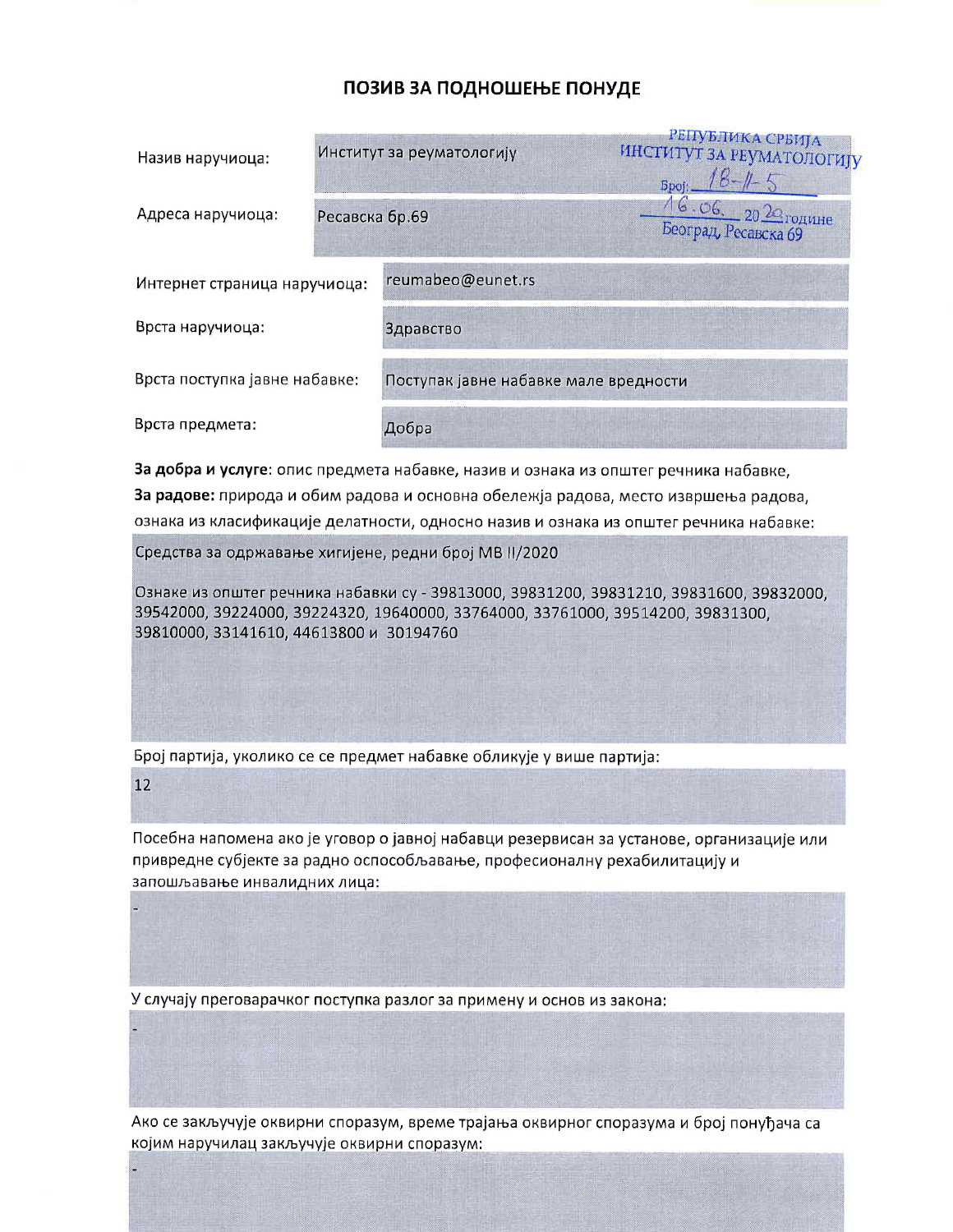# ПОЗИВ ЗА ПОДНОШЕЊЕ ПОНУДЕ

| | |
|---|---|
| Назив наручиоца: | Институт за реуматологију |
| Адреса наручиоца: | Ресавска бр.69 |
| Интернет страница наручиоца: | reumabeo@eunet.rs |
| Врста наручиоца: | Здравство |
| Врста поступка јавне набавке: | Поступак јавне набавке мале вредности |
| Врста предмета: | Добра |

РЕПУБЛИКА СРБИЈА
ИНСТИТУТ ЗА РЕУМАТОЛОГИЈУ
Број: 18-II-5
16.06. 2020 године
Београд, Ресавска 69

**За добра и услуге**: опис предмета набавке, назив и ознака из општег речника набавке,
**За радове:** природа и обим радова и основна обележја радова, место извршења радова, ознака из класификације делатности, односно назив и ознака из општег речника набавке:

Средства за одржавање хигијене, редни број МВ II/2020

Ознаке из општег речника набавки су - 39813000, 39831200, 39831210, 39831600, 39832000, 39542000, 39224000, 39224320, 19640000, 33764000, 33761000, 39514200, 39831300, 39810000, 33141610, 44613800 и 30194760

Број партија, уколико се се предмет набавке обликује у више партија:

12

Посебна напомена ако је уговор о јавној набавци резервисан за установе, организације или привредне субјекте за радно оспособљавање, професионалну рехабилитацију и запошљавање инвалидних лица:

-

У случају преговарачког поступка разлог за примену и основ из закона:

-

Ако се закључује оквирни споразум, време трајања оквирног споразума и број понуђача са којим наручилац закључује оквирни споразум:

-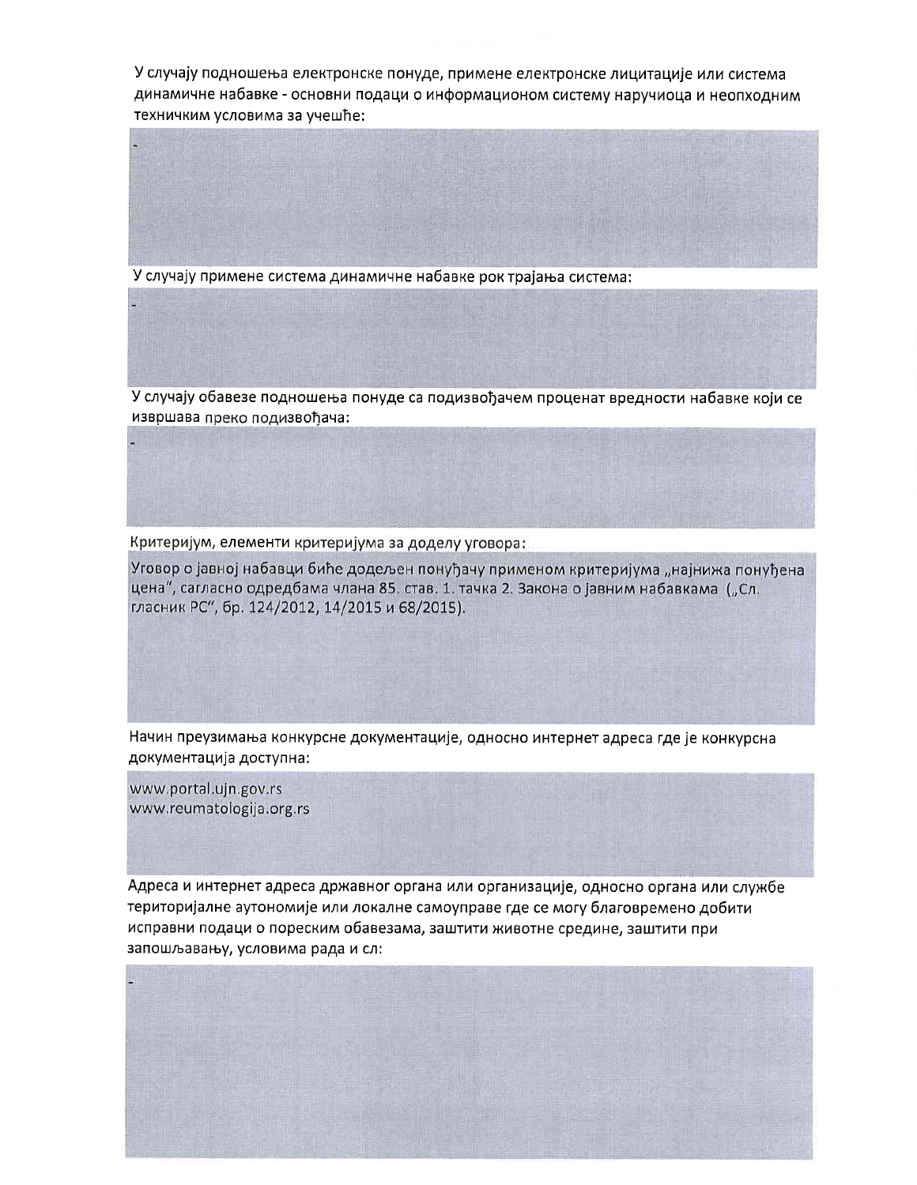У случају подношења електронске понуде, примене електронске лицитације или система динамичне набавке - основни подаци о информационом систему наручиоца и неопходним техничким условима за учешће:

-

У случају примене система динамичне набавке рок трајања система:

-

У случају обавезе подношења понуде са подизвођачем проценат вредности набавке који се извршава преко подизвођача:

-

Критеријум, елементи критеријума за доделу уговора:

Уговор о јавној набавци биће додељен понуђачу применом критеријума „најнижа понуђена цена", сагласно одредбама члана 85. став. 1. тачка 2. Закона о јавним набавкама („Сл. гласник РС", бр. 124/2012, 14/2015 и 68/2015).

Начин преузимања конкурсне документације, односно интернет адреса где је конкурсна документација доступна:

www.portal.ujn.gov.rs
www.reumatologija.org.rs

Адреса и интернет адреса државног органа или организације, односно органа или службе територијалне аутономије или локалне самоуправе где се могу благовремено добити исправни подаци о пореским обавезама, заштити животне средине, заштити при запошљавању, условима рада и сл:

-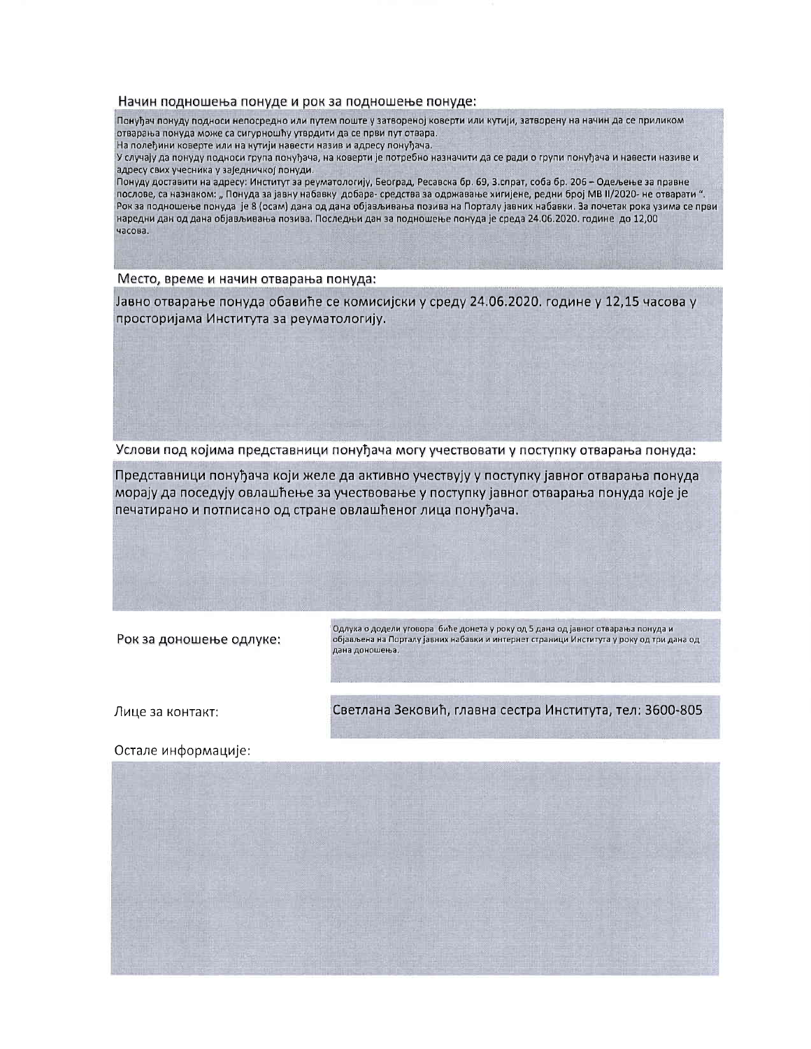Начин подношења понуде и рок за подношење понуде:

Понуђач понуду подноси непосредно или путем поште у затвореној коверти или кутији, затворену на начин да се приликом отварања понуда може са сигурношћу утврдити да се први пут отвара.
На полеђини коверте или на кутији навести назив и адресу понуђача.
У случају да понуду подноси група понуђача, на коверти је потребно назначити да се ради о групи понуђача и навести називе и адресу свих учесника у заједничкој понуди.
Понуду доставити на адресу: Институт за реуматологију, Београд, Ресавска бр. 69, 3.спрат, соба бр. 206 – Одељење за правне послове, са назнаком: „ Понуда за јавну набавку добара- средства за одржавање хигијене, редни број МВ II/2020- не отварати ".
Рок за подношење понуда је 8 (осам) дана од дана објављивања позива на Порталу јавних набавки. За почетак рока узима се први наредни дан од дана објављивања позива. Последњи дан за подношење понуда је среда 24.06.2020. године до 12,00 часова.

Место, време и начин отварања понуда:

Јавно отварање понуда обавиће се комисијски у среду 24.06.2020. године у 12,15 часова у просторијама Института за реуматологију.

Услови под којима представници понуђача могу учествовати у поступку отварања понуда:

Представници понуђача који желе да активно учествују у поступку јавног отварања понуда морају да поседују овлашћење за учествовање у поступку јавног отварања понуда које је печатирано и потписано од стране овлашћеног лица понуђача.

Рок за доношење одлуке:

Одлука о додели уговора биће донета у року од 5 дана од јавног отварања понуда и објављена на Порталу јавних набавки и интернет страници Института у року од три дана од дана доношења.

Лице за контакт:

Светлана Зековић, главна сестра Института, тел: 3600-805

Остале информације: